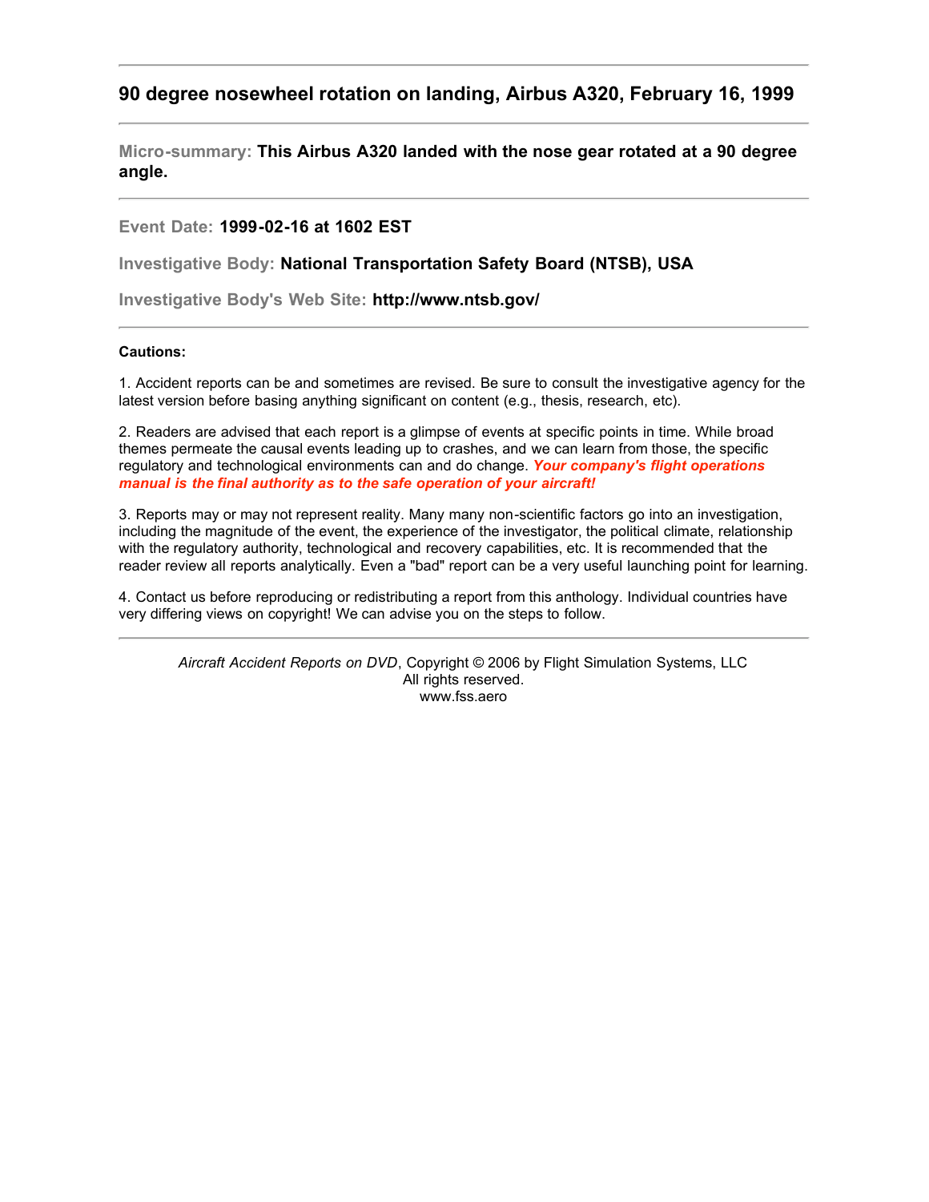---

# 90 degree nosewheel rotation on landing, Airbus A320, February 16, 1999

---

**Micro-summary:** **This Airbus A320 landed with the nose gear rotated at a 90 degree angle.**

---

**Event Date:** **1999-02-16 at 1602 EST**

**Investigative Body:** **National Transportation Safety Board (NTSB), USA**

**Investigative Body's Web Site:** **http://www.ntsb.gov/**

---

**Cautions:**

1. Accident reports can be and sometimes are revised. Be sure to consult the investigative agency for the latest version before basing anything significant on content (e.g., thesis, research, etc).

2. Readers are advised that each report is a glimpse of events at specific points in time. While broad themes permeate the causal events leading up to crashes, and we can learn from those, the specific regulatory and technological environments can and do change. ***Your company's flight operations manual is the final authority as to the safe operation of your aircraft!***

3. Reports may or may not represent reality. Many many non-scientific factors go into an investigation, including the magnitude of the event, the experience of the investigator, the political climate, relationship with the regulatory authority, technological and recovery capabilities, etc. It is recommended that the reader review all reports analytically. Even a "bad" report can be a very useful launching point for learning.

4. Contact us before reproducing or redistributing a report from this anthology. Individual countries have very differing views on copyright! We can advise you on the steps to follow.

---

*Aircraft Accident Reports on DVD*, Copyright © 2006 by Flight Simulation Systems, LLC
All rights reserved.
www.fss.aero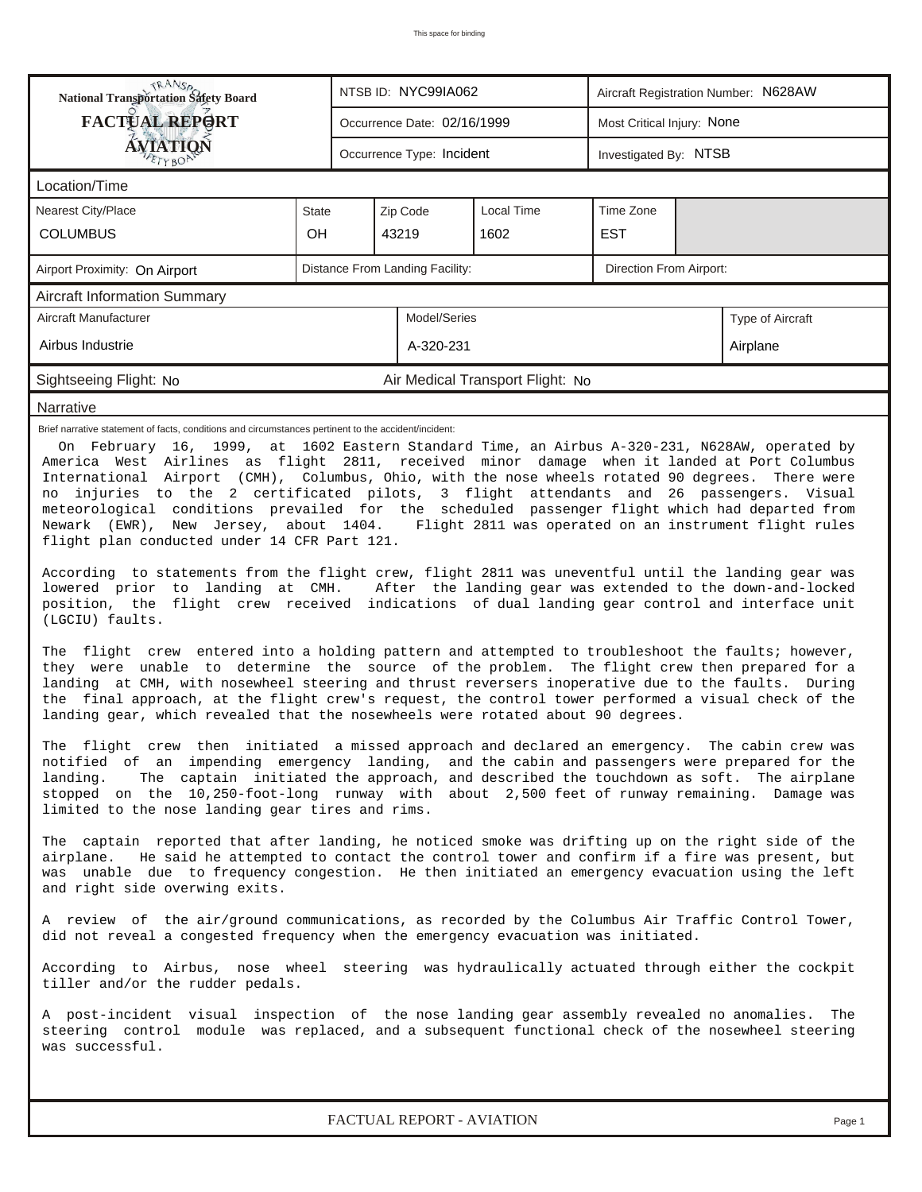This space for binding

| National Transportation Safety Board FACTUAL REPORT AVIATION | NTSB ID: NYC99IA062 | Aircraft Registration Number: N628AW |
| --- | --- | --- |
| | Occurrence Date: 02/16/1999 | Most Critical Injury: None |
| | Occurrence Type: Incident | Investigated By: NTSB |

## Location/Time

| Nearest City/Place | State | Zip Code | Local Time | Time Zone |
| --- | --- | --- | --- | --- |
| COLUMBUS | OH | 43219 | 1602 | EST |

| Airport Proximity: On Airport | Distance From Landing Facility: | Direction From Airport: |
| --- | --- | --- |

## Aircraft Information Summary

| Aircraft Manufacturer | Model/Series | Type of Aircraft |
| --- | --- | --- |
| Airbus Industrie | A-320-231 | Airplane |

Sightseeing Flight: No　　Air Medical Transport Flight: No

## Narrative

Brief narrative statement of facts, conditions and circumstances pertinent to the accident/incident:

On February 16, 1999, at 1602 Eastern Standard Time, an Airbus A-320-231, N628AW, operated by America West Airlines as flight 2811, received minor damage when it landed at Port Columbus International Airport (CMH), Columbus, Ohio, with the nose wheels rotated 90 degrees. There were no injuries to the 2 certificated pilots, 3 flight attendants and 26 passengers. Visual meteorological conditions prevailed for the scheduled passenger flight which had departed from Newark (EWR), New Jersey, about 1404. Flight 2811 was operated on an instrument flight rules flight plan conducted under 14 CFR Part 121.

According to statements from the flight crew, flight 2811 was uneventful until the landing gear was lowered prior to landing at CMH. After the landing gear was extended to the down-and-locked position, the flight crew received indications of dual landing gear control and interface unit (LGCIU) faults.

The flight crew entered into a holding pattern and attempted to troubleshoot the faults; however, they were unable to determine the source of the problem. The flight crew then prepared for a landing at CMH, with nosewheel steering and thrust reversers inoperative due to the faults. During the final approach, at the flight crew's request, the control tower performed a visual check of the landing gear, which revealed that the nosewheels were rotated about 90 degrees.

The flight crew then initiated a missed approach and declared an emergency. The cabin crew was notified of an impending emergency landing, and the cabin and passengers were prepared for the landing. The captain initiated the approach, and described the touchdown as soft. The airplane stopped on the 10,250-foot-long runway with about 2,500 feet of runway remaining. Damage was limited to the nose landing gear tires and rims.

The captain reported that after landing, he noticed smoke was drifting up on the right side of the airplane. He said he attempted to contact the control tower and confirm if a fire was present, but was unable due to frequency congestion. He then initiated an emergency evacuation using the left and right side overwing exits.

A review of the air/ground communications, as recorded by the Columbus Air Traffic Control Tower, did not reveal a congested frequency when the emergency evacuation was initiated.

According to Airbus, nose wheel steering was hydraulically actuated through either the cockpit tiller and/or the rudder pedals.

A post-incident visual inspection of the nose landing gear assembly revealed no anomalies. The steering control module was replaced, and a subsequent functional check of the nosewheel steering was successful.

FACTUAL REPORT - AVIATION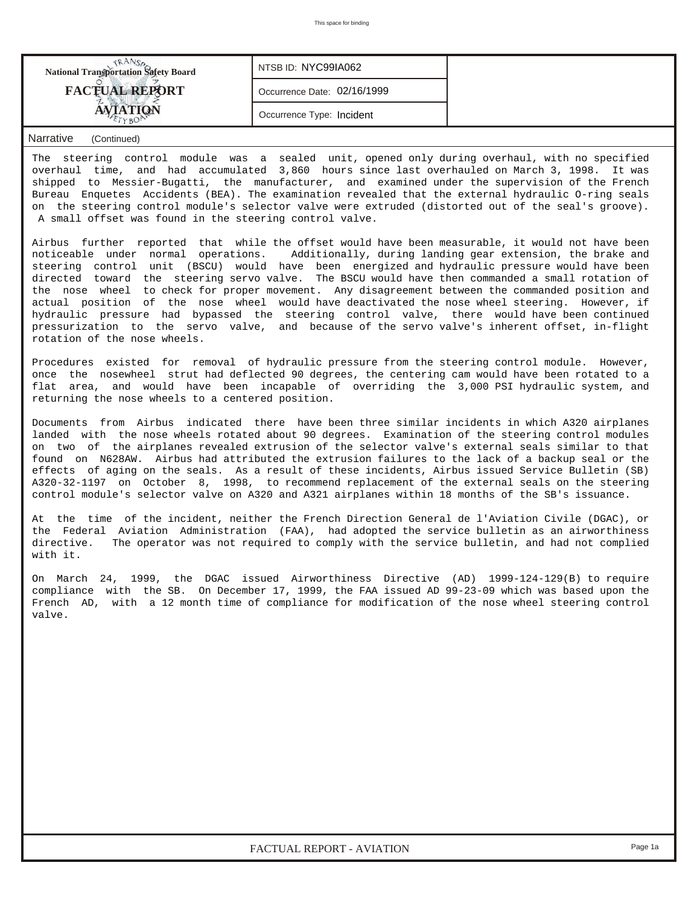National Transportation Safety Board

**FACTUAL REPORT**

**AVIATION**

| | |
|---|---|
| NTSB ID: NYC99IA062 | |
| Occurrence Date: 02/16/1999 | |
| Occurrence Type: Incident | |

Narrative (Continued)

The steering control module was a sealed unit, opened only during overhaul, with no specified overhaul time, and had accumulated 3,860 hours since last overhauled on March 3, 1998. It was shipped to Messier-Bugatti, the manufacturer, and examined under the supervision of the French Bureau Enquetes Accidents (BEA). The examination revealed that the external hydraulic O-ring seals on the steering control module's selector valve were extruded (distorted out of the seal's groove). A small offset was found in the steering control valve.

Airbus further reported that while the offset would have been measurable, it would not have been noticeable under normal operations. Additionally, during landing gear extension, the brake and steering control unit (BSCU) would have been energized and hydraulic pressure would have been directed toward the steering servo valve. The BSCU would have then commanded a small rotation of the nose wheel to check for proper movement. Any disagreement between the commanded position and actual position of the nose wheel would have deactivated the nose wheel steering. However, if hydraulic pressure had bypassed the steering control valve, there would have been continued pressurization to the servo valve, and because of the servo valve's inherent offset, in-flight rotation of the nose wheels.

Procedures existed for removal of hydraulic pressure from the steering control module. However, once the nosewheel strut had deflected 90 degrees, the centering cam would have been rotated to a flat area, and would have been incapable of overriding the 3,000 PSI hydraulic system, and returning the nose wheels to a centered position.

Documents from Airbus indicated there have been three similar incidents in which A320 airplanes landed with the nose wheels rotated about 90 degrees. Examination of the steering control modules on two of the airplanes revealed extrusion of the selector valve's external seals similar to that found on N628AW. Airbus had attributed the extrusion failures to the lack of a backup seal or the effects of aging on the seals. As a result of these incidents, Airbus issued Service Bulletin (SB) A320-32-1197 on October 8, 1998, to recommend replacement of the external seals on the steering control module's selector valve on A320 and A321 airplanes within 18 months of the SB's issuance.

At the time of the incident, neither the French Direction General de l'Aviation Civile (DGAC), or the Federal Aviation Administration (FAA), had adopted the service bulletin as an airworthiness directive. The operator was not required to comply with the service bulletin, and had not complied with it.

On March 24, 1999, the DGAC issued Airworthiness Directive (AD) 1999-124-129(B) to require compliance with the SB. On December 17, 1999, the FAA issued AD 99-23-09 which was based upon the French AD, with a 12 month time of compliance for modification of the nose wheel steering control valve.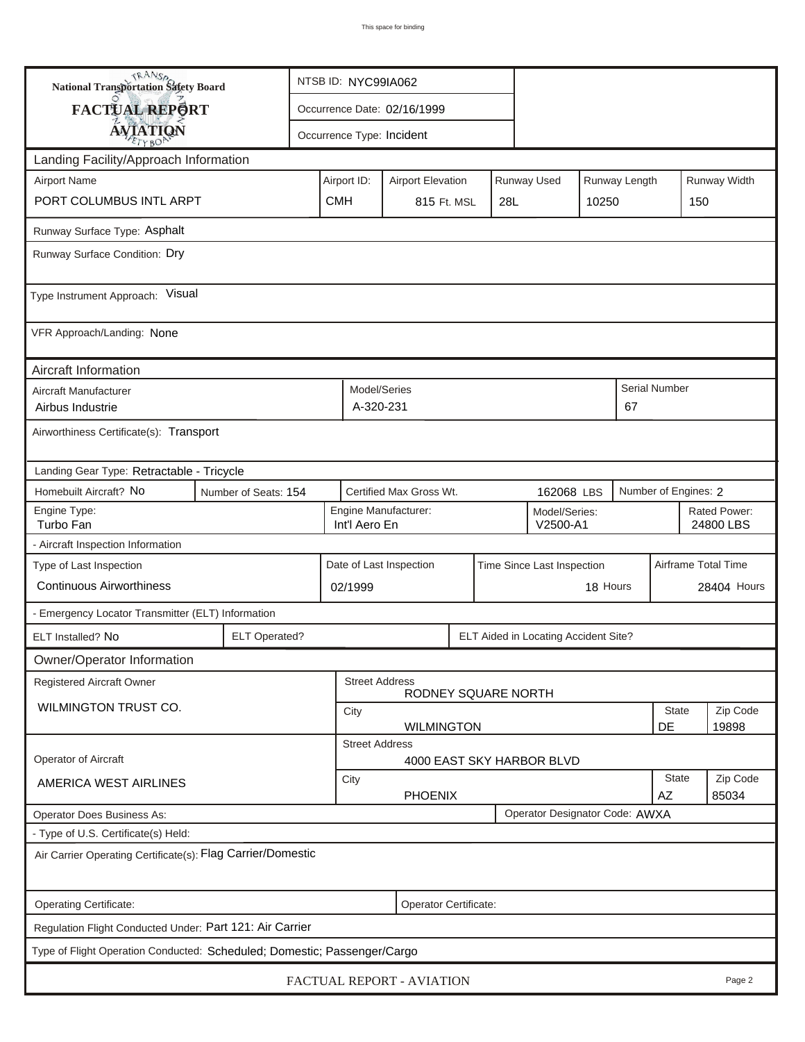This space for binding

**National Transportation Safety Board**

**FACTUAL REPORT**

**AVIATION**

| | |
|---|---|
| NTSB ID: NYC99IA062 | |
| Occurrence Date: 02/16/1999 | |
| Occurrence Type: Incident | |

## Landing Facility/Approach Information

| Airport Name | Airport ID: | Airport Elevation | Runway Used | Runway Length | Runway Width |
|---|---|---|---|---|---|
| PORT COLUMBUS INTL ARPT | CMH | 815 Ft. MSL | 28L | 10250 | 150 |

Runway Surface Type: Asphalt

Runway Surface Condition: Dry

Type Instrument Approach: Visual

VFR Approach/Landing: None

## Aircraft Information

| Aircraft Manufacturer | Model/Series | Serial Number |
|---|---|---|
| Airbus Industrie | A-320-231 | 67 |

Airworthiness Certificate(s): Transport

Landing Gear Type: Retractable - Tricycle

| Homebuilt Aircraft? | Number of Seats: | Certified Max Gross Wt. | Number of Engines: |
|---|---|---|---|
| No | 154 | 162068 LBS | 2 |

| Engine Type: | Engine Manufacturer: | Model/Series: | Rated Power: |
|---|---|---|---|
| Turbo Fan | Int'l Aero En | V2500-A1 | 24800 LBS |

- Aircraft Inspection Information

| Type of Last Inspection | Date of Last Inspection | Time Since Last Inspection | Airframe Total Time |
|---|---|---|---|
| Continuous Airworthiness | 02/1999 | 18 Hours | 28404 Hours |

- Emergency Locator Transmitter (ELT) Information

| ELT Installed? | ELT Operated? | ELT Aided in Locating Accident Site? |
|---|---|---|
| No | | |

## Owner/Operator Information

| Registered Aircraft Owner | Street Address | City | State | Zip Code |
|---|---|---|---|---|
| WILMINGTON TRUST CO. | RODNEY SQUARE NORTH | WILMINGTON | DE | 19898 |

| Operator of Aircraft | Street Address | City | State | Zip Code |
|---|---|---|---|---|
| AMERICA WEST AIRLINES | 4000 EAST SKY HARBOR BLVD | PHOENIX | AZ | 85034 |

Operator Does Business As:

Operator Designator Code: AWXA

- Type of U.S. Certificate(s) Held:

Air Carrier Operating Certificate(s): Flag Carrier/Domestic

Operating Certificate:

Operator Certificate:

Regulation Flight Conducted Under: Part 121: Air Carrier

Type of Flight Operation Conducted: Scheduled; Domestic; Passenger/Cargo

FACTUAL REPORT - AVIATION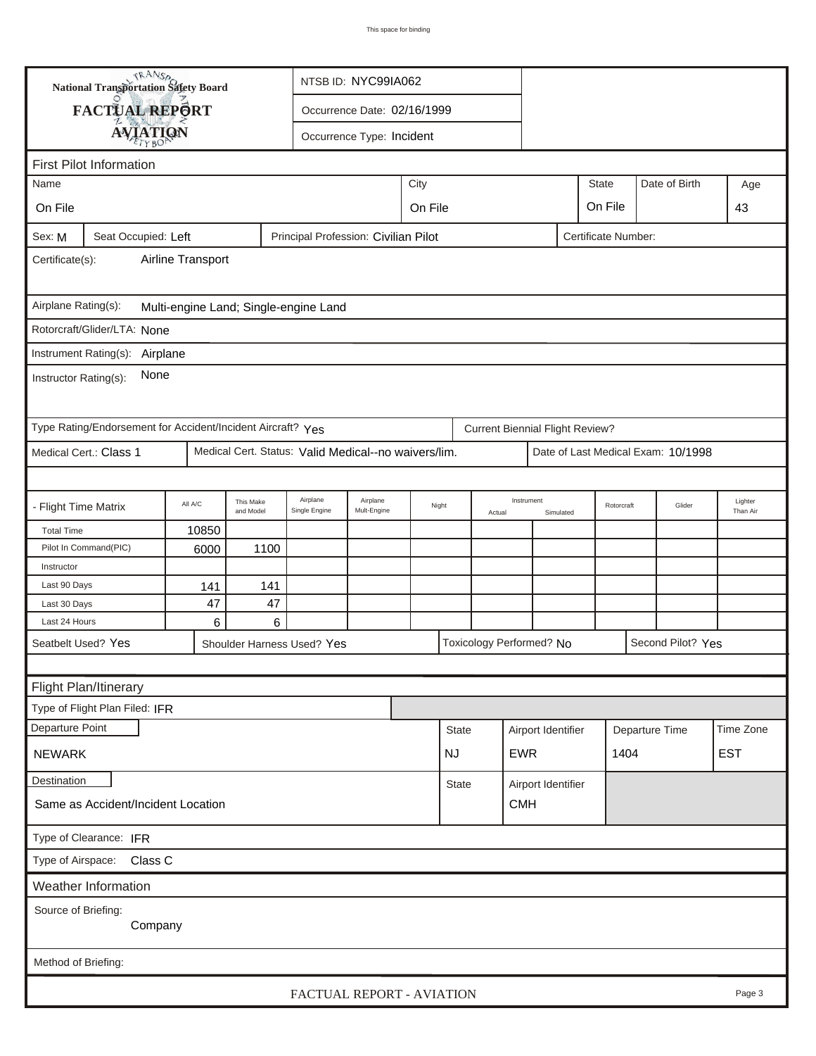This space for binding

**National Transportation Safety Board**

**FACTUAL REPORT**

**AVIATION**

NTSB ID: NYC99IA062

Occurrence Date: 02/16/1999

Occurrence Type: Incident

## First Pilot Information

| Name | City | State | Date of Birth | Age |
|---|---|---|---|---|
| On File | On File | On File | | 43 |

Sex: M | Seat Occupied: Left | Principal Profession: Civilian Pilot | Certificate Number:

Certificate(s): Airline Transport

Airplane Rating(s): Multi-engine Land; Single-engine Land

Rotorcraft/Glider/LTA: None

Instrument Rating(s): Airplane

Instructor Rating(s): None

Type Rating/Endorsement for Accident/Incident Aircraft? Yes | Current Biennial Flight Review?

Medical Cert.: Class 1 | Medical Cert. Status: Valid Medical--no waivers/lim. | Date of Last Medical Exam: 10/1998

| - Flight Time Matrix | All A/C | This Make and Model | Airplane Single Engine | Airplane Mult-Engine | Night | Instrument Actual | Instrument Simulated | Rotorcraft | Glider | Lighter Than Air |
|---|---|---|---|---|---|---|---|---|---|---|
| Total Time | 10850 | | | | | | | | | |
| Pilot In Command(PIC) | 6000 | 1100 | | | | | | | | |
| Instructor | | | | | | | | | | |
| Last 90 Days | 141 | 141 | | | | | | | | |
| Last 30 Days | 47 | 47 | | | | | | | | |
| Last 24 Hours | 6 | 6 | | | | | | | | |

Seatbelt Used? Yes | Shoulder Harness Used? Yes | Toxicology Performed? No | Second Pilot? Yes

## Flight Plan/Itinerary

Type of Flight Plan Filed: IFR

| Departure Point | State | Airport Identifier | Departure Time | Time Zone |
|---|---|---|---|---|
| NEWARK | NJ | EWR | 1404 | EST |

| Destination | State | Airport Identifier |
|---|---|---|
| Same as Accident/Incident Location | | CMH |

Type of Clearance: IFR

Type of Airspace: Class C

## Weather Information

Source of Briefing: Company

Method of Briefing:

FACTUAL REPORT - AVIATION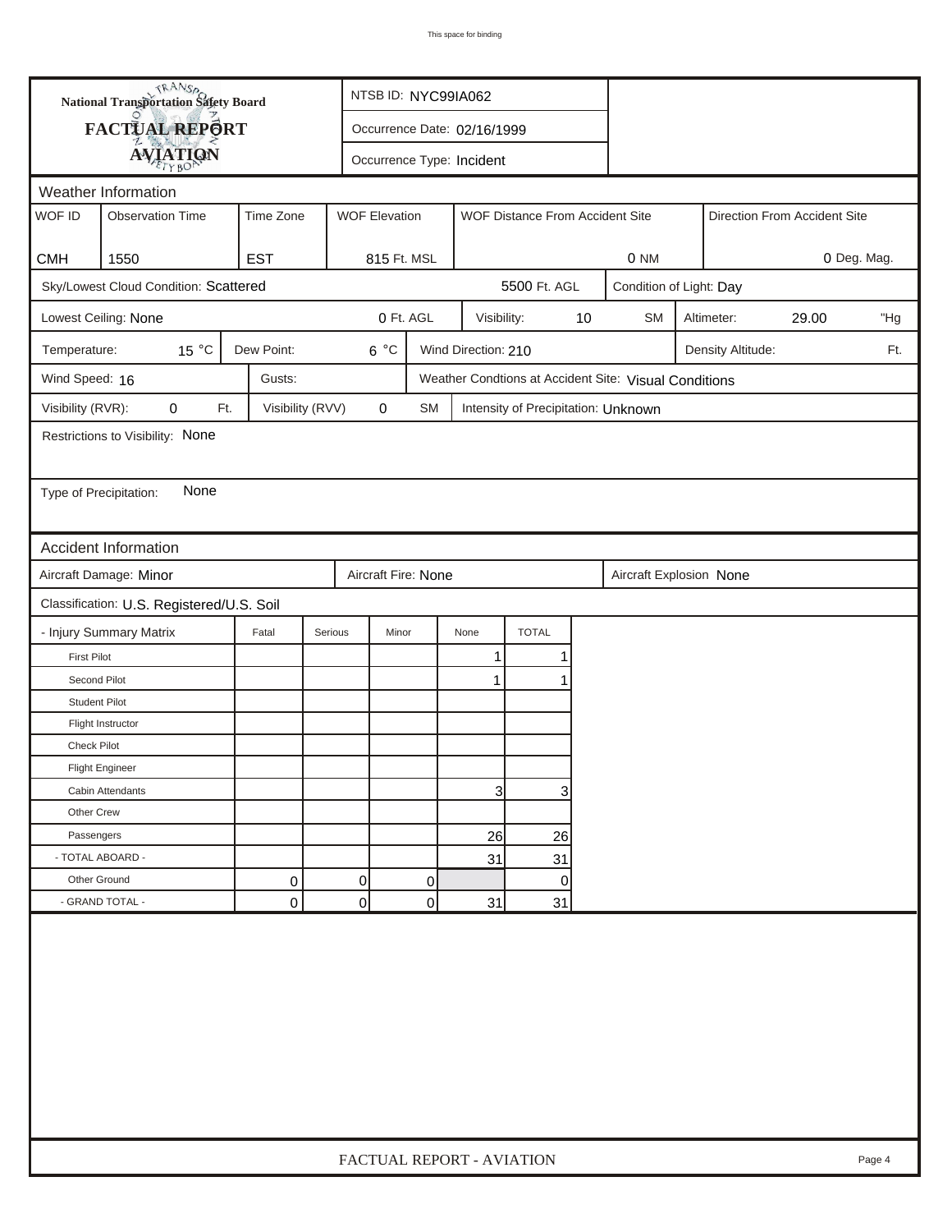This space for binding

**National Transportation Safety Board**

**FACTUAL REPORT**

**AVIATION**

NTSB ID: NYC99IA062

Occurrence Date: 02/16/1999

Occurrence Type: Incident

## Weather Information

| WOF ID | Observation Time | Time Zone | WOF Elevation | WOF Distance From Accident Site | Direction From Accident Site |
|---|---|---|---|---|---|
| CMH | 1550 | EST | 815 Ft. MSL | 0 NM | 0 Deg. Mag. |

Sky/Lowest Cloud Condition: Scattered — 5500 Ft. AGL

Condition of Light: Day

Lowest Ceiling: None — 0 Ft. AGL

Visibility: 10 SM

Altimeter: 29.00 "Hg

Temperature: 15 °C

Dew Point: 6 °C

Wind Direction: 210

Density Altitude: Ft.

Wind Speed: 16

Gusts:

Weather Condtions at Accident Site: Visual Conditions

Visibility (RVR): 0 Ft.

Visibility (RVV) 0 SM

Intensity of Precipitation: Unknown

Restrictions to Visibility: None

Type of Precipitation: None

## Accident Information

Aircraft Damage: Minor

Aircraft Fire: None

Aircraft Explosion None

Classification: U.S. Registered/U.S. Soil

| - Injury Summary Matrix | Fatal | Serious | Minor | None | TOTAL |
|---|---|---|---|---|---|
| First Pilot | | | | 1 | 1 |
| Second Pilot | | | | 1 | 1 |
| Student Pilot | | | | | |
| Flight Instructor | | | | | |
| Check Pilot | | | | | |
| Flight Engineer | | | | | |
| Cabin Attendants | | | | 3 | 3 |
| Other Crew | | | | | |
| Passengers | | | | 26 | 26 |
| - TOTAL ABOARD - | | | | 31 | 31 |
| Other Ground | 0 | 0 | 0 | | 0 |
| - GRAND TOTAL - | 0 | 0 | 0 | 31 | 31 |

FACTUAL REPORT - AVIATION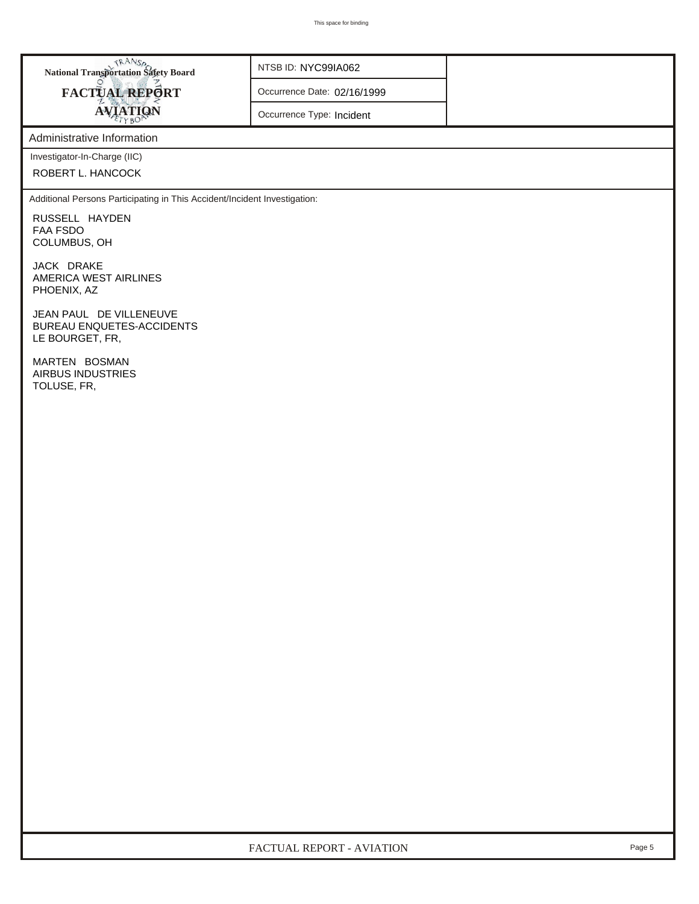National Transportation Safety Board

**FACTUAL REPORT**

**AVIATION**

NTSB ID: NYC99IA062

Occurrence Date: 02/16/1999

Occurrence Type: Incident

## Administrative Information

Investigator-In-Charge (IIC)

ROBERT L. HANCOCK

Additional Persons Participating in This Accident/Incident Investigation:

RUSSELL HAYDEN
FAA FSDO
COLUMBUS, OH

JACK DRAKE
AMERICA WEST AIRLINES
PHOENIX, AZ

JEAN PAUL DE VILLENEUVE
BUREAU ENQUETES-ACCIDENTS
LE BOURGET, FR,

MARTEN BOSMAN
AIRBUS INDUSTRIES
TOLUSE, FR,